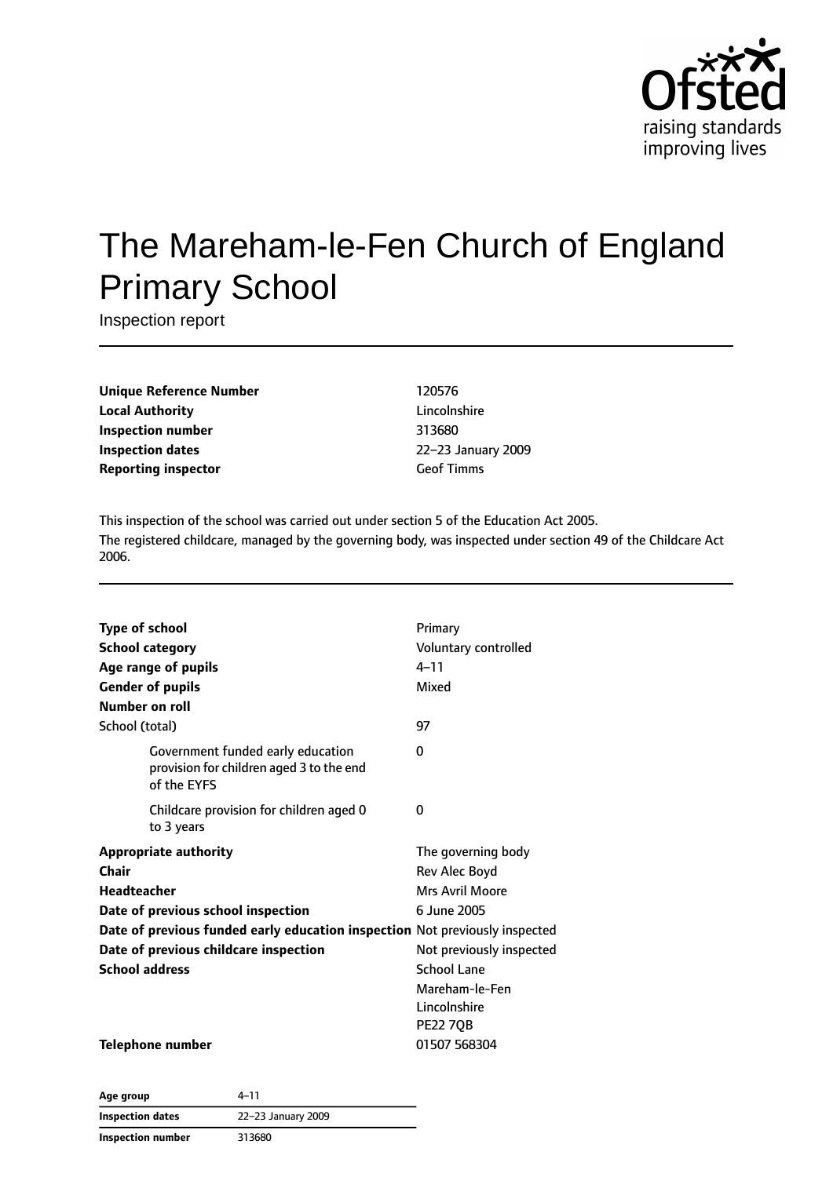# The Mareham-le-Fen Church of England Primary School

Inspection report

| | |
|---|---|
| **Unique Reference Number** | 120576 |
| **Local Authority** | Lincolnshire |
| **Inspection number** | 313680 |
| **Inspection dates** | 22–23 January 2009 |
| **Reporting inspector** | Geof Timms |

This inspection of the school was carried out under section 5 of the Education Act 2005.

The registered childcare, managed by the governing body, was inspected under section 49 of the Childcare Act 2006.

| | |
|---|---|
| **Type of school** | Primary |
| **School category** | Voluntary controlled |
| **Age range of pupils** | 4–11 |
| **Gender of pupils** | Mixed |
| **Number on roll** | |
| School (total) | 97 |
| Government funded early education provision for children aged 3 to the end of the EYFS | 0 |
| Childcare provision for children aged 0 to 3 years | 0 |
| **Appropriate authority** | The governing body |
| **Chair** | Rev Alec Boyd |
| **Headteacher** | Mrs Avril Moore |
| **Date of previous school inspection** | 6 June 2005 |
| **Date of previous funded early education inspection** | Not previously inspected |
| **Date of previous childcare inspection** | Not previously inspected |
| **School address** | School Lane<br>Mareham-le-Fen<br>Lincolnshire<br>PE22 7QB |
| **Telephone number** | 01507 568304 |

| | |
|---|---|
| **Age group** | 4–11 |
| **Inspection dates** | 22–23 January 2009 |
| **Inspection number** | 313680 |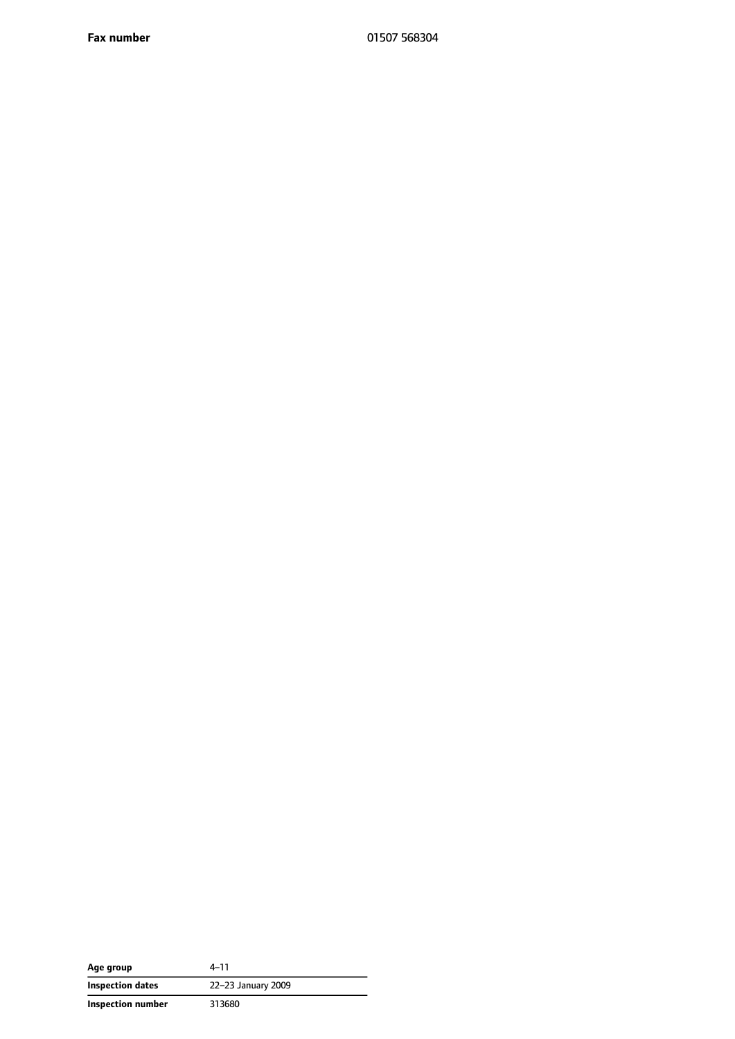| **Fax number** | 01507 568304 |
|---|---|

| **Age group** | 4–11 |
|---|---|
| **Inspection dates** | 22–23 January 2009 |
| **Inspection number** | 313680 |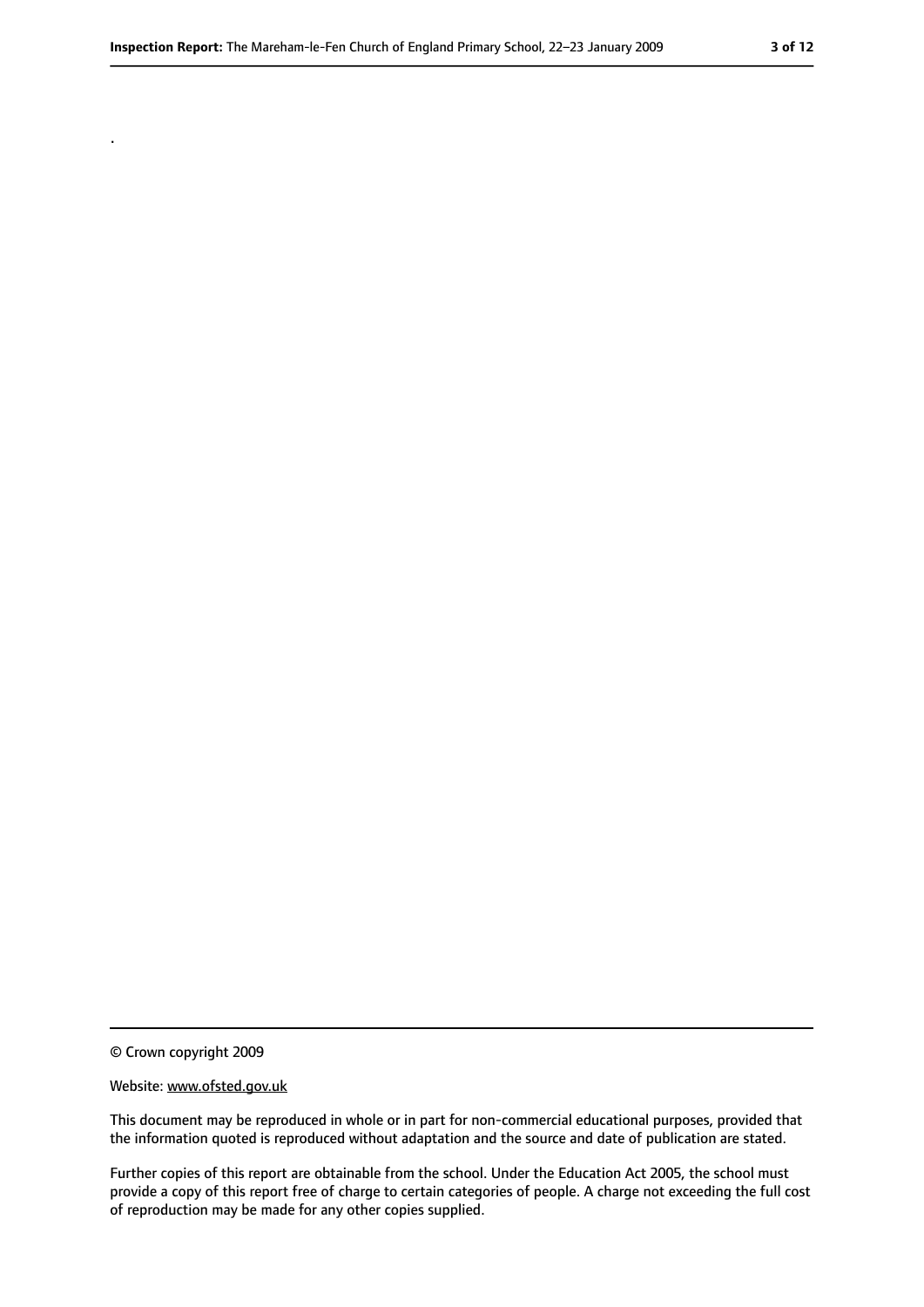.

© Crown copyright 2009

Website: www.ofsted.gov.uk

This document may be reproduced in whole or in part for non-commercial educational purposes, provided that the information quoted is reproduced without adaptation and the source and date of publication are stated.

Further copies of this report are obtainable from the school. Under the Education Act 2005, the school must provide a copy of this report free of charge to certain categories of people. A charge not exceeding the full cost of reproduction may be made for any other copies supplied.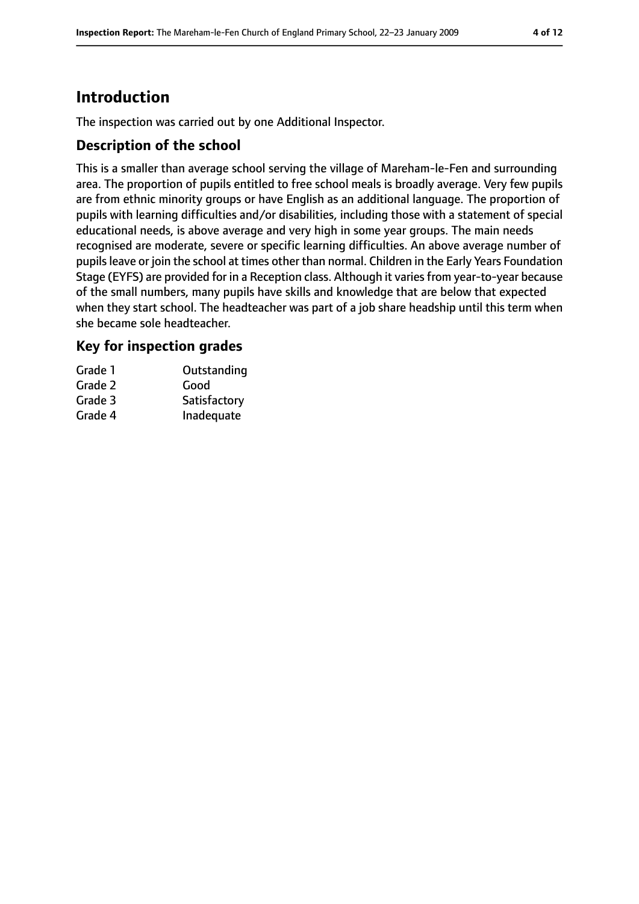# Introduction

The inspection was carried out by one Additional Inspector.

## Description of the school

This is a smaller than average school serving the village of Mareham-le-Fen and surrounding area. The proportion of pupils entitled to free school meals is broadly average. Very few pupils are from ethnic minority groups or have English as an additional language. The proportion of pupils with learning difficulties and/or disabilities, including those with a statement of special educational needs, is above average and very high in some year groups. The main needs recognised are moderate, severe or specific learning difficulties. An above average number of pupils leave or join the school at times other than normal. Children in the Early Years Foundation Stage (EYFS) are provided for in a Reception class. Although it varies from year-to-year because of the small numbers, many pupils have skills and knowledge that are below that expected when they start school. The headteacher was part of a job share headship until this term when she became sole headteacher.

## Key for inspection grades

| | |
|---|---|
| Grade 1 | Outstanding |
| Grade 2 | Good |
| Grade 3 | Satisfactory |
| Grade 4 | Inadequate |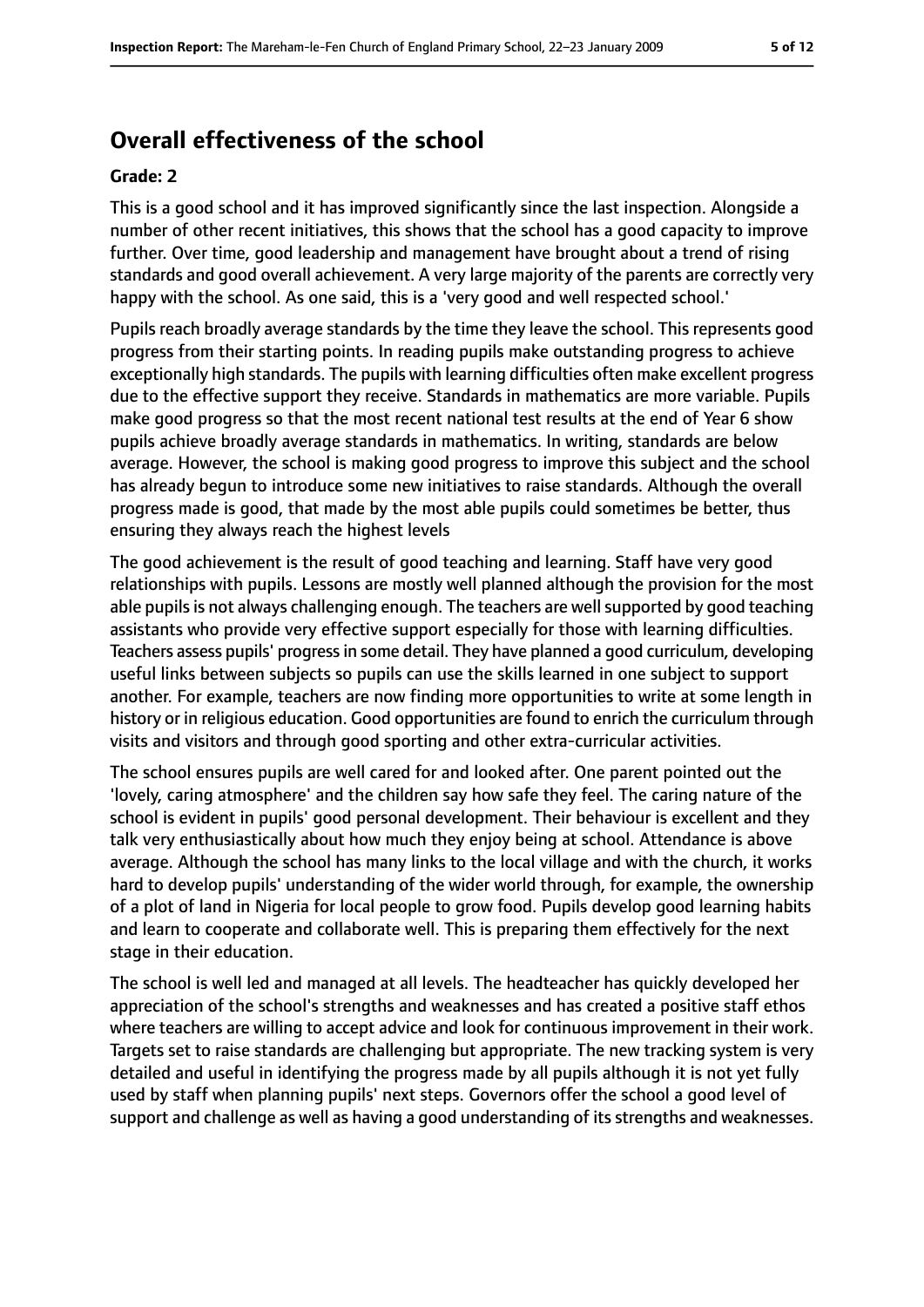## Overall effectiveness of the school

**Grade: 2**

This is a good school and it has improved significantly since the last inspection. Alongside a number of other recent initiatives, this shows that the school has a good capacity to improve further. Over time, good leadership and management have brought about a trend of rising standards and good overall achievement. A very large majority of the parents are correctly very happy with the school. As one said, this is a 'very good and well respected school.'

Pupils reach broadly average standards by the time they leave the school. This represents good progress from their starting points. In reading pupils make outstanding progress to achieve exceptionally high standards. The pupils with learning difficulties often make excellent progress due to the effective support they receive. Standards in mathematics are more variable. Pupils make good progress so that the most recent national test results at the end of Year 6 show pupils achieve broadly average standards in mathematics. In writing, standards are below average. However, the school is making good progress to improve this subject and the school has already begun to introduce some new initiatives to raise standards. Although the overall progress made is good, that made by the most able pupils could sometimes be better, thus ensuring they always reach the highest levels

The good achievement is the result of good teaching and learning. Staff have very good relationships with pupils. Lessons are mostly well planned although the provision for the most able pupils is not always challenging enough. The teachers are well supported by good teaching assistants who provide very effective support especially for those with learning difficulties. Teachers assess pupils' progress in some detail. They have planned a good curriculum, developing useful links between subjects so pupils can use the skills learned in one subject to support another. For example, teachers are now finding more opportunities to write at some length in history or in religious education. Good opportunities are found to enrich the curriculum through visits and visitors and through good sporting and other extra-curricular activities.

The school ensures pupils are well cared for and looked after. One parent pointed out the 'lovely, caring atmosphere' and the children say how safe they feel. The caring nature of the school is evident in pupils' good personal development. Their behaviour is excellent and they talk very enthusiastically about how much they enjoy being at school. Attendance is above average. Although the school has many links to the local village and with the church, it works hard to develop pupils' understanding of the wider world through, for example, the ownership of a plot of land in Nigeria for local people to grow food. Pupils develop good learning habits and learn to cooperate and collaborate well. This is preparing them effectively for the next stage in their education.

The school is well led and managed at all levels. The headteacher has quickly developed her appreciation of the school's strengths and weaknesses and has created a positive staff ethos where teachers are willing to accept advice and look for continuous improvement in their work. Targets set to raise standards are challenging but appropriate. The new tracking system is very detailed and useful in identifying the progress made by all pupils although it is not yet fully used by staff when planning pupils' next steps. Governors offer the school a good level of support and challenge as well as having a good understanding of its strengths and weaknesses.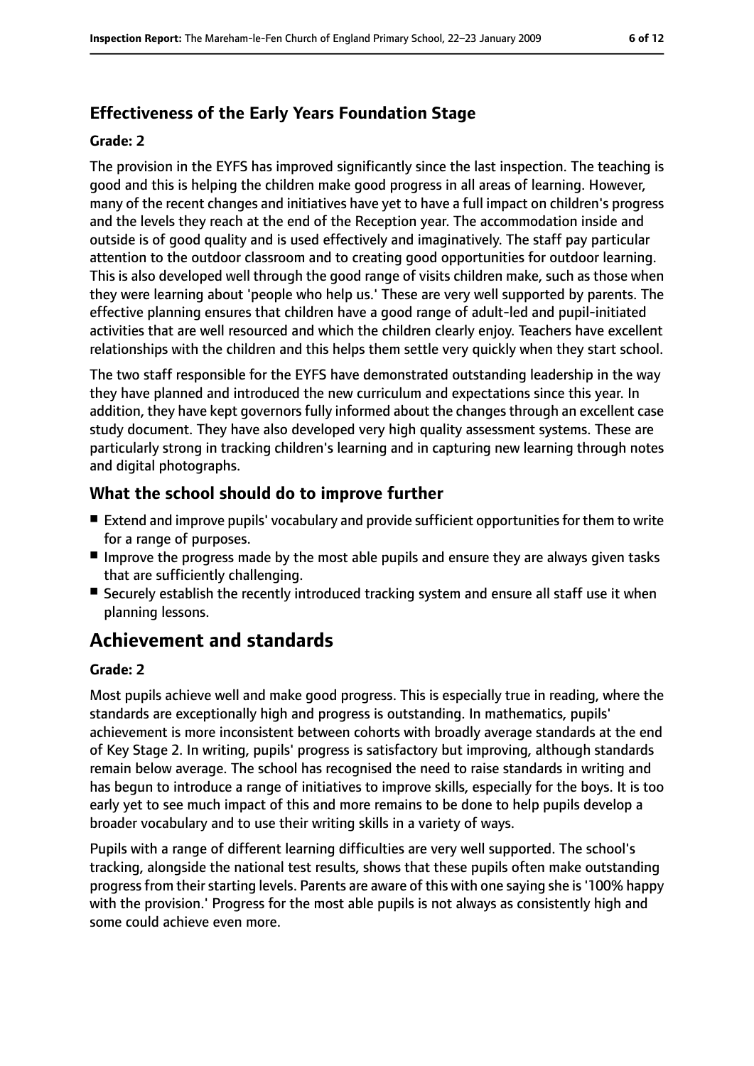### Effectiveness of the Early Years Foundation Stage

#### Grade: 2

The provision in the EYFS has improved significantly since the last inspection. The teaching is good and this is helping the children make good progress in all areas of learning. However, many of the recent changes and initiatives have yet to have a full impact on children's progress and the levels they reach at the end of the Reception year. The accommodation inside and outside is of good quality and is used effectively and imaginatively. The staff pay particular attention to the outdoor classroom and to creating good opportunities for outdoor learning. This is also developed well through the good range of visits children make, such as those when they were learning about 'people who help us.' These are very well supported by parents. The effective planning ensures that children have a good range of adult-led and pupil-initiated activities that are well resourced and which the children clearly enjoy. Teachers have excellent relationships with the children and this helps them settle very quickly when they start school.

The two staff responsible for the EYFS have demonstrated outstanding leadership in the way they have planned and introduced the new curriculum and expectations since this year. In addition, they have kept governors fully informed about the changes through an excellent case study document. They have also developed very high quality assessment systems. These are particularly strong in tracking children's learning and in capturing new learning through notes and digital photographs.

### What the school should do to improve further

- Extend and improve pupils' vocabulary and provide sufficient opportunities for them to write for a range of purposes.
- Improve the progress made by the most able pupils and ensure they are always given tasks that are sufficiently challenging.
- Securely establish the recently introduced tracking system and ensure all staff use it when planning lessons.

## Achievement and standards

#### Grade: 2

Most pupils achieve well and make good progress. This is especially true in reading, where the standards are exceptionally high and progress is outstanding. In mathematics, pupils' achievement is more inconsistent between cohorts with broadly average standards at the end of Key Stage 2. In writing, pupils' progress is satisfactory but improving, although standards remain below average. The school has recognised the need to raise standards in writing and has begun to introduce a range of initiatives to improve skills, especially for the boys. It is too early yet to see much impact of this and more remains to be done to help pupils develop a broader vocabulary and to use their writing skills in a variety of ways.

Pupils with a range of different learning difficulties are very well supported. The school's tracking, alongside the national test results, shows that these pupils often make outstanding progress from their starting levels. Parents are aware of this with one saying she is '100% happy with the provision.' Progress for the most able pupils is not always as consistently high and some could achieve even more.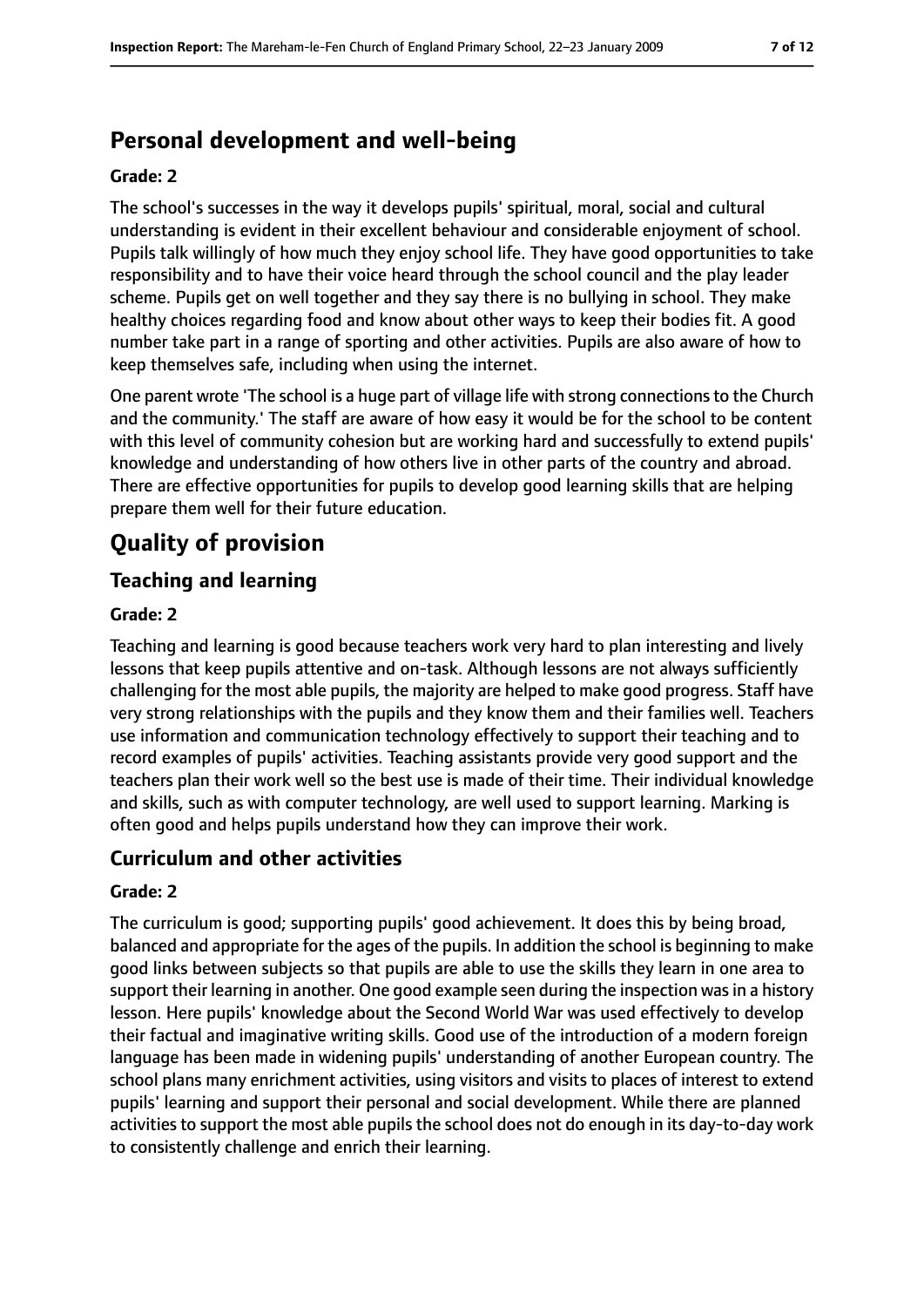## Personal development and well-being

**Grade: 2**

The school's successes in the way it develops pupils' spiritual, moral, social and cultural understanding is evident in their excellent behaviour and considerable enjoyment of school. Pupils talk willingly of how much they enjoy school life. They have good opportunities to take responsibility and to have their voice heard through the school council and the play leader scheme. Pupils get on well together and they say there is no bullying in school. They make healthy choices regarding food and know about other ways to keep their bodies fit. A good number take part in a range of sporting and other activities. Pupils are also aware of how to keep themselves safe, including when using the internet.

One parent wrote 'The school is a huge part of village life with strong connections to the Church and the community.' The staff are aware of how easy it would be for the school to be content with this level of community cohesion but are working hard and successfully to extend pupils' knowledge and understanding of how others live in other parts of the country and abroad. There are effective opportunities for pupils to develop good learning skills that are helping prepare them well for their future education.

# Quality of provision

## Teaching and learning

**Grade: 2**

Teaching and learning is good because teachers work very hard to plan interesting and lively lessons that keep pupils attentive and on-task. Although lessons are not always sufficiently challenging for the most able pupils, the majority are helped to make good progress. Staff have very strong relationships with the pupils and they know them and their families well. Teachers use information and communication technology effectively to support their teaching and to record examples of pupils' activities. Teaching assistants provide very good support and the teachers plan their work well so the best use is made of their time. Their individual knowledge and skills, such as with computer technology, are well used to support learning. Marking is often good and helps pupils understand how they can improve their work.

## Curriculum and other activities

**Grade: 2**

The curriculum is good; supporting pupils' good achievement. It does this by being broad, balanced and appropriate for the ages of the pupils. In addition the school is beginning to make good links between subjects so that pupils are able to use the skills they learn in one area to support their learning in another. One good example seen during the inspection was in a history lesson. Here pupils' knowledge about the Second World War was used effectively to develop their factual and imaginative writing skills. Good use of the introduction of a modern foreign language has been made in widening pupils' understanding of another European country. The school plans many enrichment activities, using visitors and visits to places of interest to extend pupils' learning and support their personal and social development. While there are planned activities to support the most able pupils the school does not do enough in its day-to-day work to consistently challenge and enrich their learning.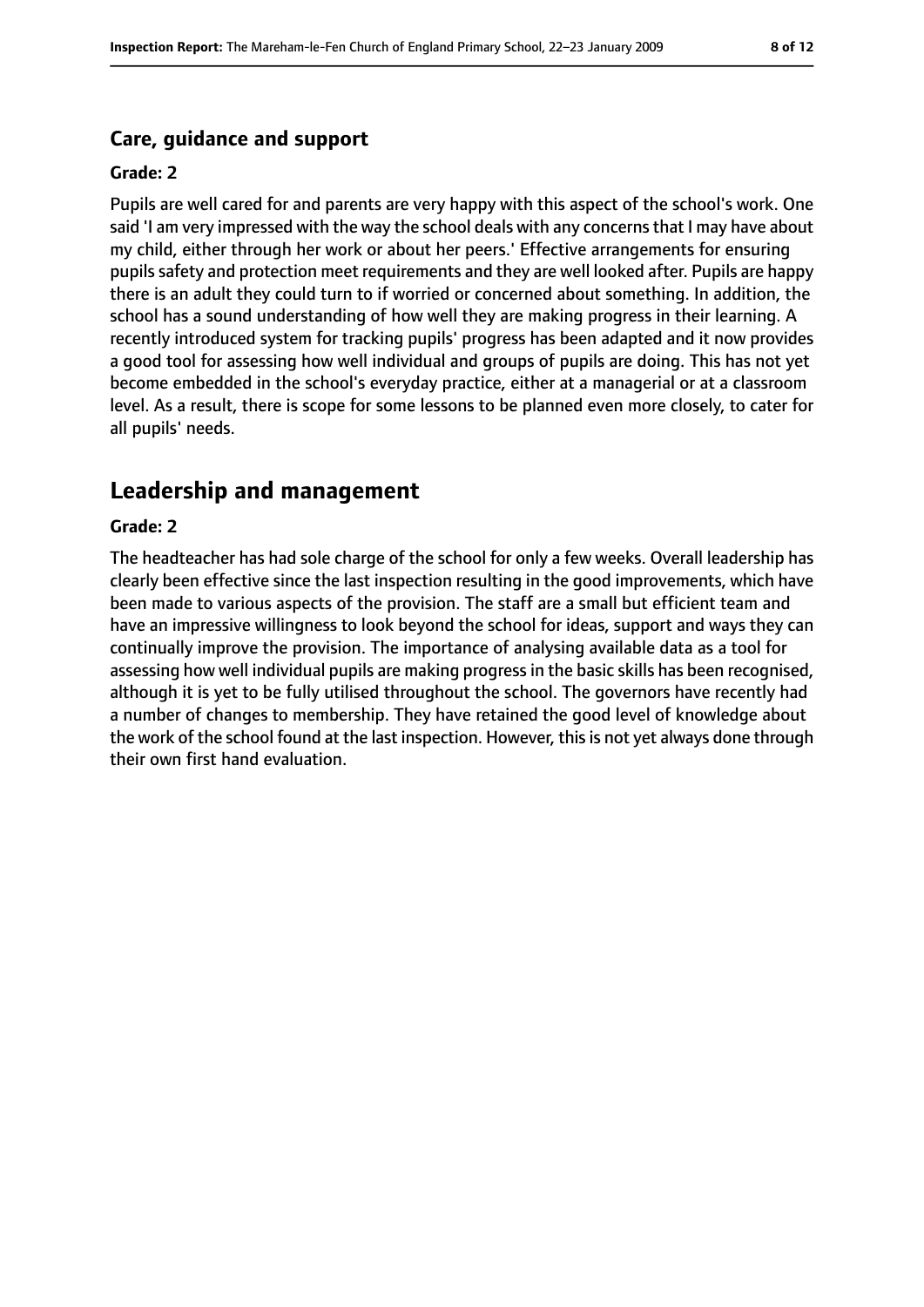### Care, guidance and support

#### Grade: 2

Pupils are well cared for and parents are very happy with this aspect of the school's work. One said 'I am very impressed with the way the school deals with any concerns that I may have about my child, either through her work or about her peers.' Effective arrangements for ensuring pupils safety and protection meet requirements and they are well looked after. Pupils are happy there is an adult they could turn to if worried or concerned about something. In addition, the school has a sound understanding of how well they are making progress in their learning. A recently introduced system for tracking pupils' progress has been adapted and it now provides a good tool for assessing how well individual and groups of pupils are doing. This has not yet become embedded in the school's everyday practice, either at a managerial or at a classroom level. As a result, there is scope for some lessons to be planned even more closely, to cater for all pupils' needs.

## Leadership and management

#### Grade: 2

The headteacher has had sole charge of the school for only a few weeks. Overall leadership has clearly been effective since the last inspection resulting in the good improvements, which have been made to various aspects of the provision. The staff are a small but efficient team and have an impressive willingness to look beyond the school for ideas, support and ways they can continually improve the provision. The importance of analysing available data as a tool for assessing how well individual pupils are making progress in the basic skills has been recognised, although it is yet to be fully utilised throughout the school. The governors have recently had a number of changes to membership. They have retained the good level of knowledge about the work of the school found at the last inspection. However, this is not yet always done through their own first hand evaluation.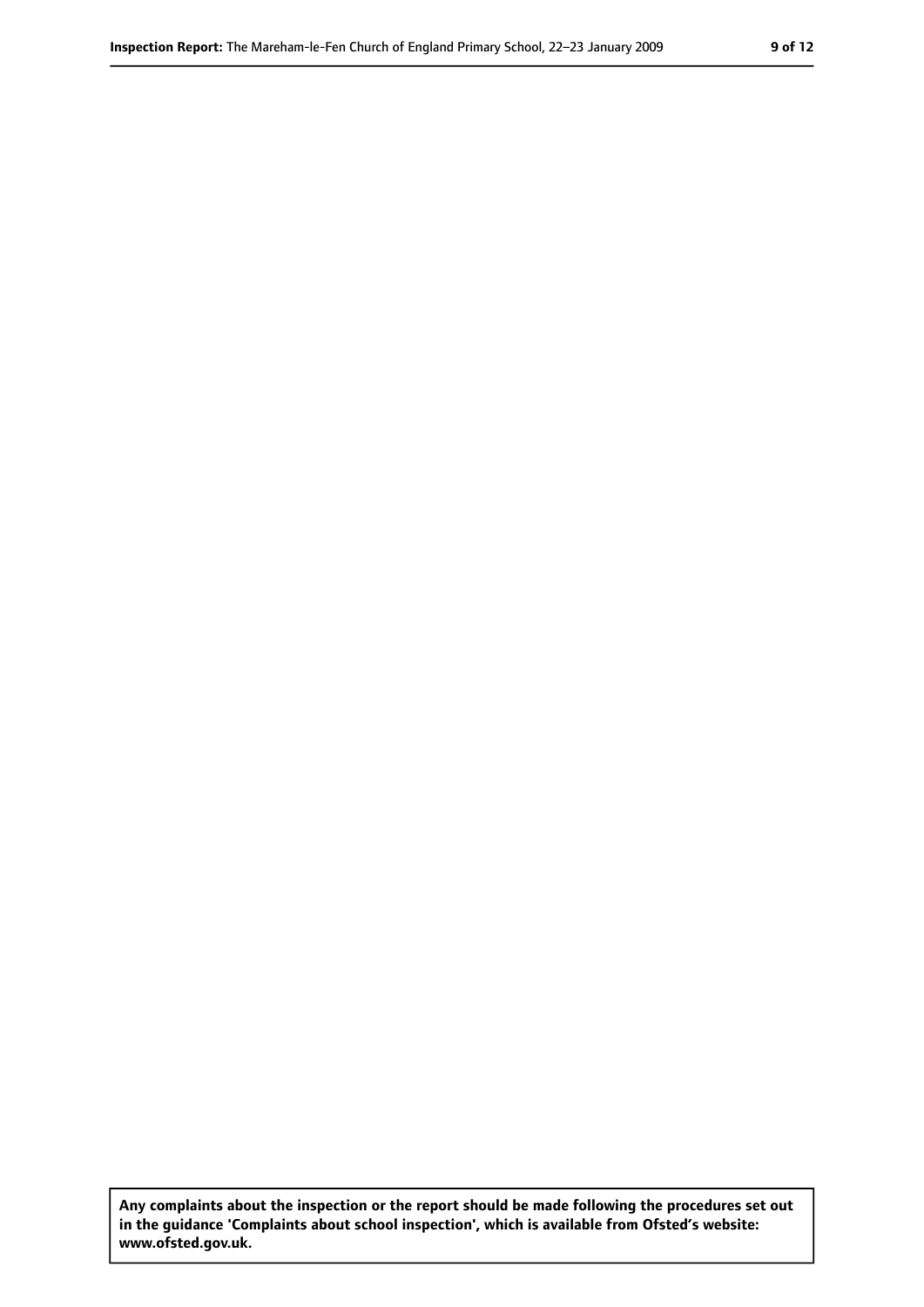**Any complaints about the inspection or the report should be made following the procedures set out in the guidance 'Complaints about school inspection', which is available from Ofsted's website: www.ofsted.gov.uk.**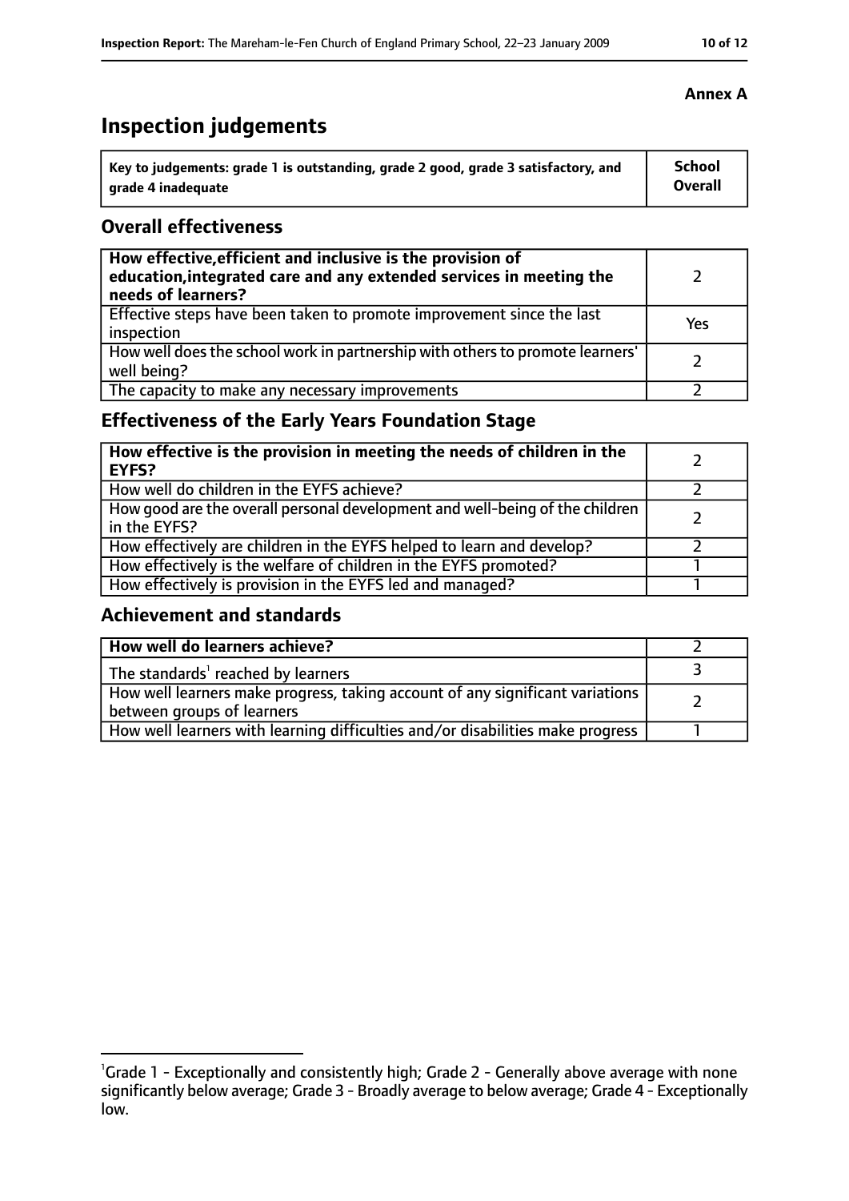**Annex A**

# Inspection judgements

| Key to judgements: grade 1 is outstanding, grade 2 good, grade 3 satisfactory, and grade 4 inadequate | School Overall |
| --- | --- |

## Overall effectiveness

| | |
| --- | --- |
| **How effective, efficient and inclusive is the provision of education, integrated care and any extended services in meeting the needs of learners?** | 2 |
| Effective steps have been taken to promote improvement since the last inspection | Yes |
| How well does the school work in partnership with others to promote learners' well being? | 2 |
| The capacity to make any necessary improvements | 2 |

## Effectiveness of the Early Years Foundation Stage

| | |
| --- | --- |
| **How effective is the provision in meeting the needs of children in the EYFS?** | 2 |
| How well do children in the EYFS achieve? | 2 |
| How good are the overall personal development and well-being of the children in the EYFS? | 2 |
| How effectively are children in the EYFS helped to learn and develop? | 2 |
| How effectively is the welfare of children in the EYFS promoted? | 1 |
| How effectively is provision in the EYFS led and managed? | 1 |

## Achievement and standards

| | |
| --- | --- |
| **How well do learners achieve?** | 2 |
| The standards[1] reached by learners | 3 |
| How well learners make progress, taking account of any significant variations between groups of learners | 2 |
| How well learners with learning difficulties and/or disabilities make progress | 1 |

[1] Grade 1 - Exceptionally and consistently high; Grade 2 - Generally above average with none significantly below average; Grade 3 - Broadly average to below average; Grade 4 - Exceptionally low.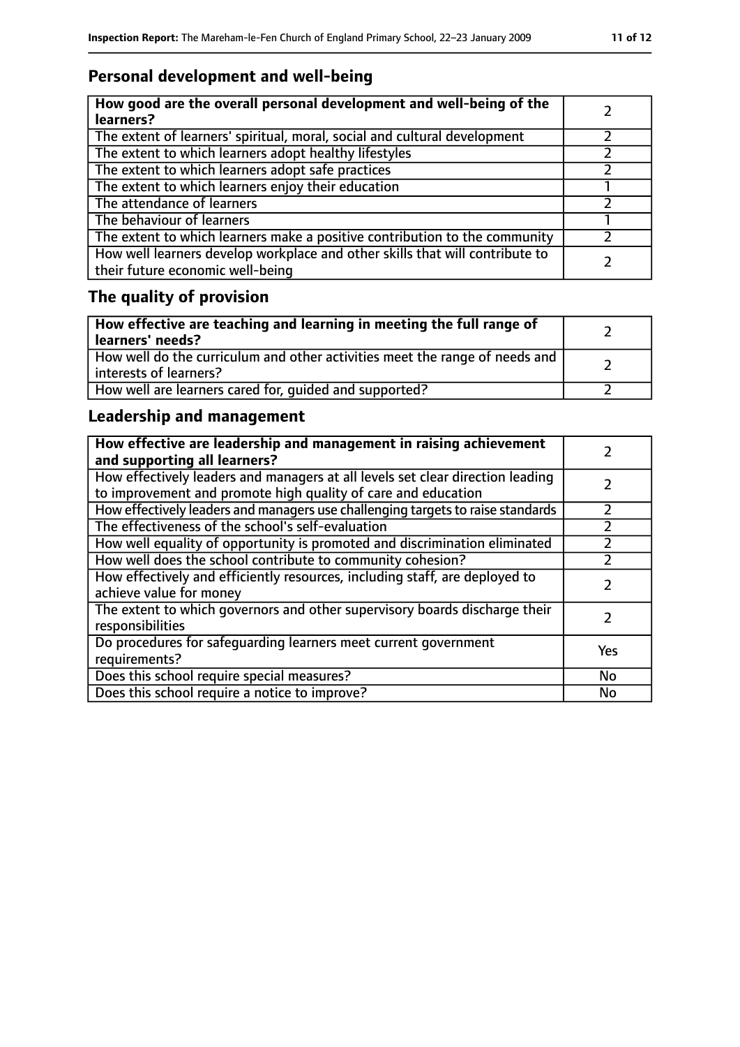## Personal development and well-being

| **How good are the overall personal development and well-being of the learners?** | 2 |
|---|---|
| The extent of learners' spiritual, moral, social and cultural development | 2 |
| The extent to which learners adopt healthy lifestyles | 2 |
| The extent to which learners adopt safe practices | 2 |
| The extent to which learners enjoy their education | 1 |
| The attendance of learners | 2 |
| The behaviour of learners | 1 |
| The extent to which learners make a positive contribution to the community | 2 |
| How well learners develop workplace and other skills that will contribute to their future economic well-being | 2 |

## The quality of provision

| **How effective are teaching and learning in meeting the full range of learners' needs?** | 2 |
|---|---|
| How well do the curriculum and other activities meet the range of needs and interests of learners? | 2 |
| How well are learners cared for, guided and supported? | 2 |

## Leadership and management

| **How effective are leadership and management in raising achievement and supporting all learners?** | 2 |
|---|---|
| How effectively leaders and managers at all levels set clear direction leading to improvement and promote high quality of care and education | 2 |
| How effectively leaders and managers use challenging targets to raise standards | 2 |
| The effectiveness of the school's self-evaluation | 2 |
| How well equality of opportunity is promoted and discrimination eliminated | 2 |
| How well does the school contribute to community cohesion? | 2 |
| How effectively and efficiently resources, including staff, are deployed to achieve value for money | 2 |
| The extent to which governors and other supervisory boards discharge their responsibilities | 2 |
| Do procedures for safeguarding learners meet current government requirements? | Yes |
| Does this school require special measures? | No |
| Does this school require a notice to improve? | No |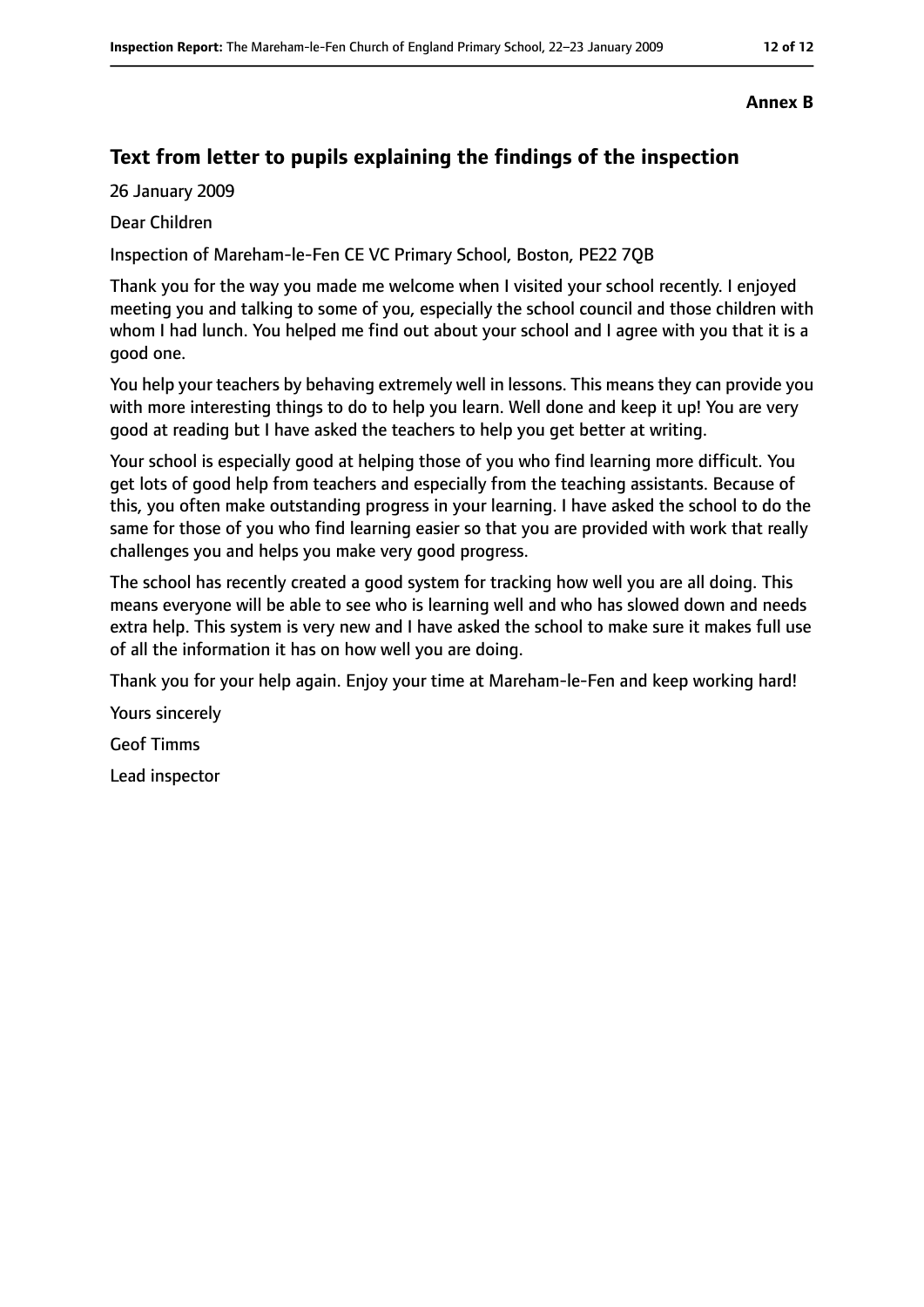**Annex B**

## Text from letter to pupils explaining the findings of the inspection

26 January 2009

Dear Children

Inspection of Mareham-le-Fen CE VC Primary School, Boston, PE22 7QB

Thank you for the way you made me welcome when I visited your school recently. I enjoyed meeting you and talking to some of you, especially the school council and those children with whom I had lunch. You helped me find out about your school and I agree with you that it is a good one.

You help your teachers by behaving extremely well in lessons. This means they can provide you with more interesting things to do to help you learn. Well done and keep it up! You are very good at reading but I have asked the teachers to help you get better at writing.

Your school is especially good at helping those of you who find learning more difficult. You get lots of good help from teachers and especially from the teaching assistants. Because of this, you often make outstanding progress in your learning. I have asked the school to do the same for those of you who find learning easier so that you are provided with work that really challenges you and helps you make very good progress.

The school has recently created a good system for tracking how well you are all doing. This means everyone will be able to see who is learning well and who has slowed down and needs extra help. This system is very new and I have asked the school to make sure it makes full use of all the information it has on how well you are doing.

Thank you for your help again. Enjoy your time at Mareham-le-Fen and keep working hard!

Yours sincerely

Geof Timms

Lead inspector